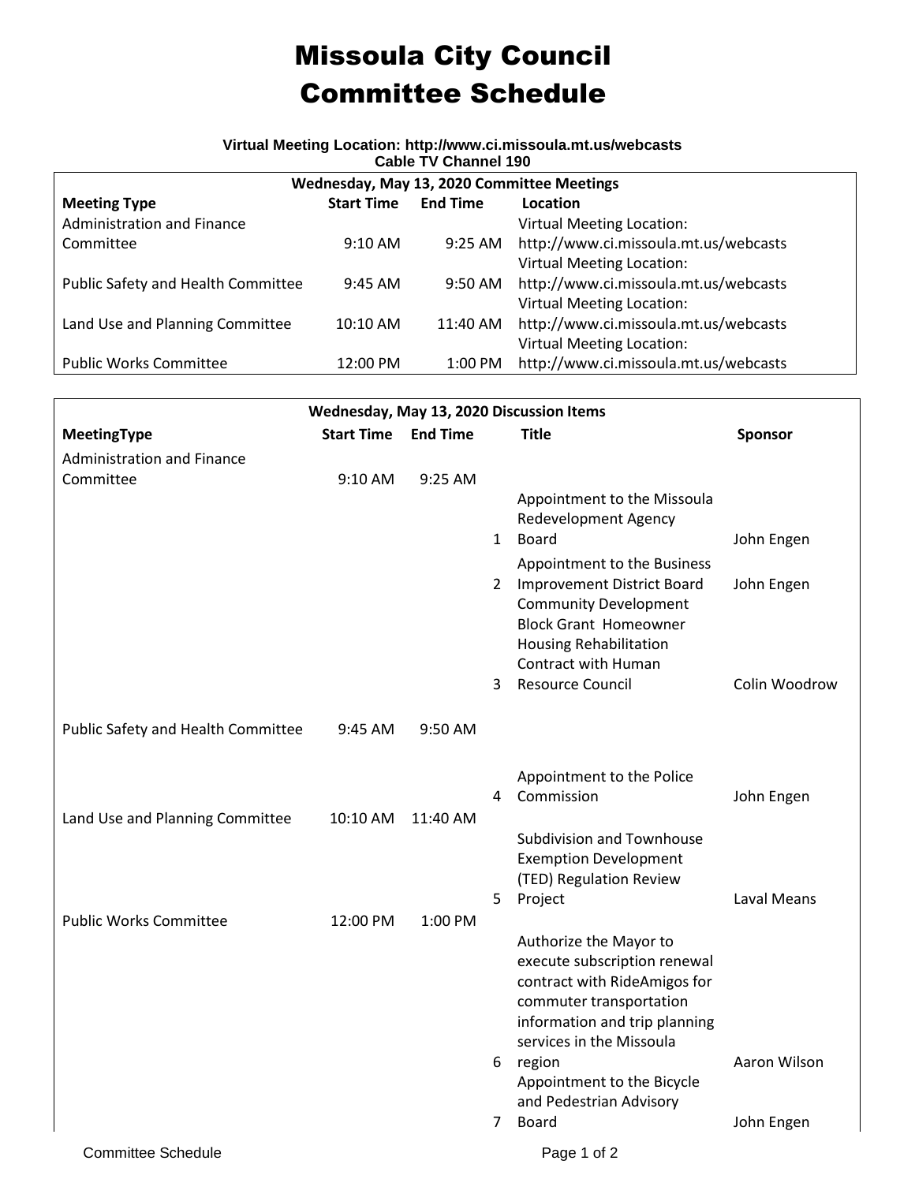# Missoula City Council Committee Schedule

**Virtual Meeting Location: http://www.ci.missoula.mt.us/webcasts**
**Cable TV Channel 190**

| Wednesday, May 13, 2020 Committee Meetings | | | |
|---|---|---|---|
| **Meeting Type** | **Start Time** | **End Time** | **Location** |
| Administration and Finance Committee | 9:10 AM | 9:25 AM | Virtual Meeting Location: http://www.ci.missoula.mt.us/webcasts |
| Public Safety and Health Committee | 9:45 AM | 9:50 AM | Virtual Meeting Location: http://www.ci.missoula.mt.us/webcasts |
| Land Use and Planning Committee | 10:10 AM | 11:40 AM | Virtual Meeting Location: http://www.ci.missoula.mt.us/webcasts |
| Public Works Committee | 12:00 PM | 1:00 PM | Virtual Meeting Location: http://www.ci.missoula.mt.us/webcasts |

| Wednesday, May 13, 2020 Discussion Items | | | | | |
|---|---|---|---|---|---|
| **MeetingType** | **Start Time** | **End Time** | | **Title** | **Sponsor** |
| Administration and Finance Committee | 9:10 AM | 9:25 AM | | | |
| | | | 1 | Appointment to the Missoula Redevelopment Agency Board | John Engen |
| | | | 2 | Appointment to the Business Improvement District Board | John Engen |
| | | | 3 | Community Development Block Grant Homeowner Housing Rehabilitation Contract with Human Resource Council | Colin Woodrow |
| Public Safety and Health Committee | 9:45 AM | 9:50 AM | | | |
| | | | 4 | Appointment to the Police Commission | John Engen |
| Land Use and Planning Committee | 10:10 AM | 11:40 AM | | | |
| | | | 5 | Subdivision and Townhouse Exemption Development (TED) Regulation Review Project | Laval Means |
| Public Works Committee | 12:00 PM | 1:00 PM | | | |
| | | | 6 | Authorize the Mayor to execute subscription renewal contract with RideAmigos for commuter transportation information and trip planning services in the Missoula region | Aaron Wilson |
| | | | 7 | Appointment to the Bicycle and Pedestrian Advisory Board | John Engen |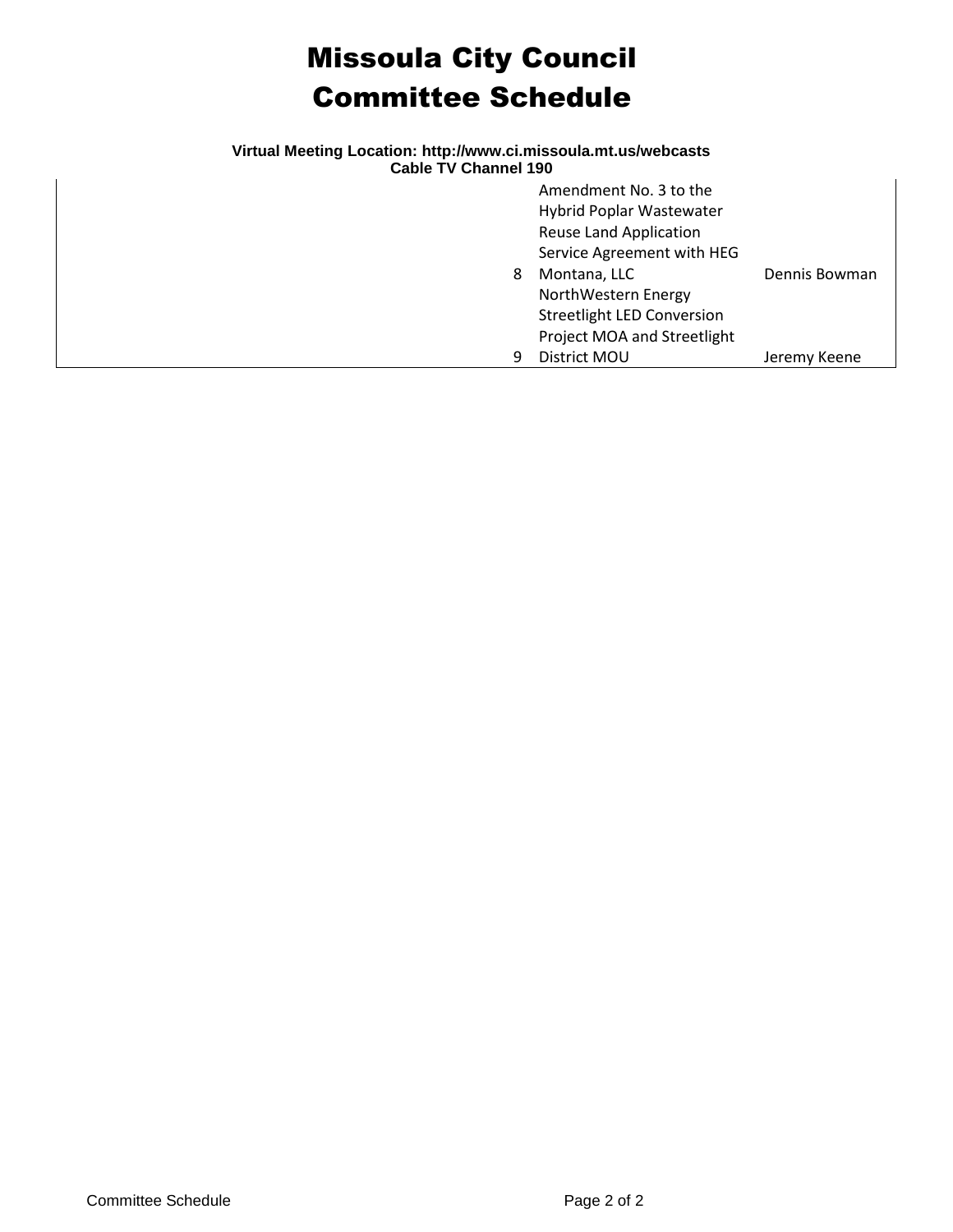# Missoula City Council
# Committee Schedule

**Virtual Meeting Location: http://www.ci.missoula.mt.us/webcasts**
**Cable TV Channel 190**

| | | | |
|---|---|---|---|
| | 8 | Amendment No. 3 to the Hybrid Poplar Wastewater Reuse Land Application Service Agreement with HEG Montana, LLC | Dennis Bowman |
| | 9 | NorthWestern Energy Streetlight LED Conversion Project MOA and Streetlight District MOU | Jeremy Keene |